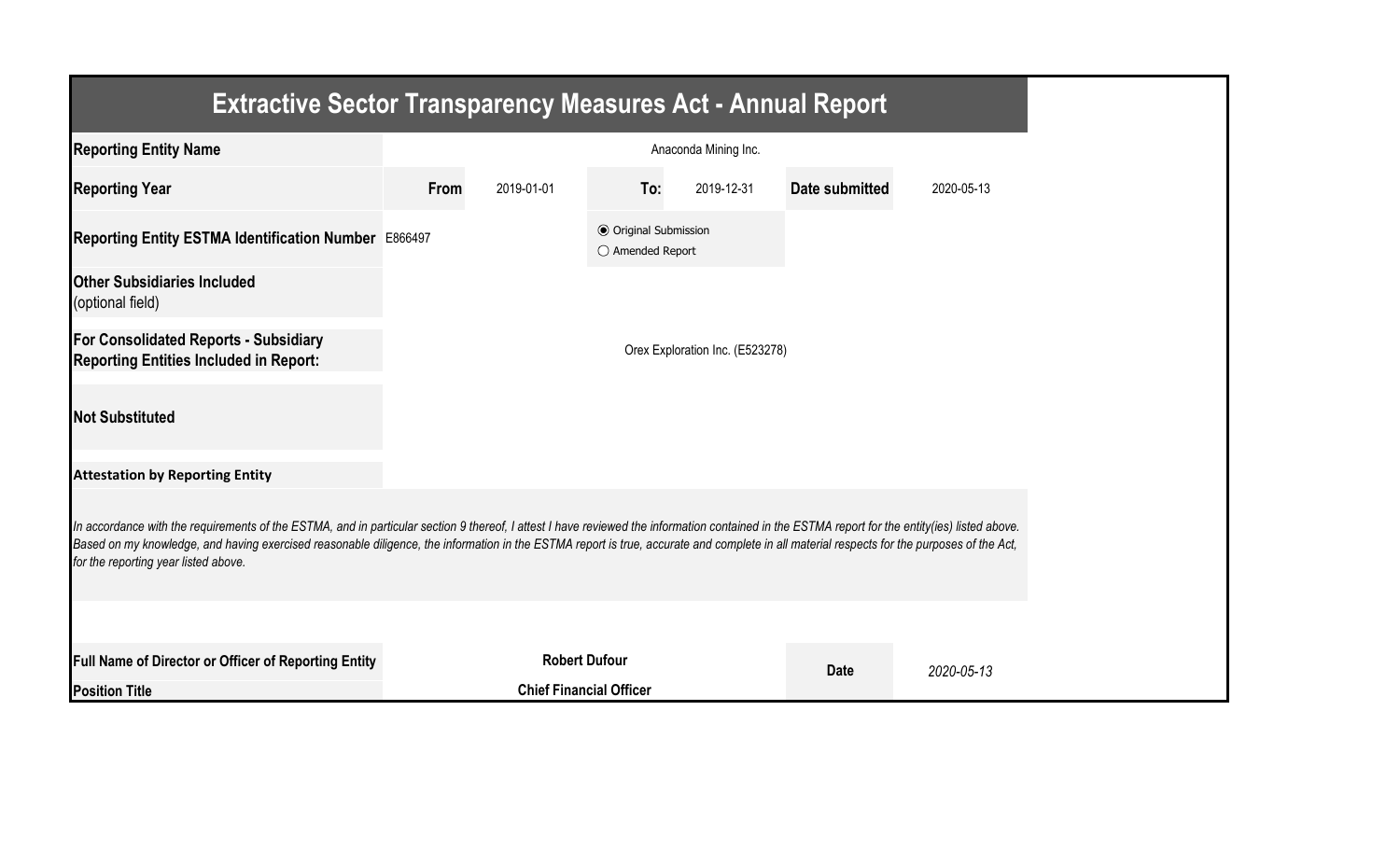# Extractive Sector Transparency Measures Act - Annual Report

| | | | | | | |
|---|---|---|---|---|---|---|
| **Reporting Entity Name** | Anaconda Mining Inc. | | | | | |
| **Reporting Year** | **From** | 2019-01-01 | **To:** | 2019-12-31 | **Date submitted** | 2020-05-13 |
| **Reporting Entity ESTMA Identification Number** | E866497 | | ◉ Original Submission<br>○ Amended Report | | | |
| **Other Subsidiaries Included** (optional field) | | | | | | |
| **For Consolidated Reports - Subsidiary Reporting Entities Included in Report:** | Orex Exploration Inc. (E523278) | | | | | |
| **Not Substituted** | | | | | | |

**Attestation by Reporting Entity**

*In accordance with the requirements of the ESTMA, and in particular section 9 thereof, I attest I have reviewed the information contained in the ESTMA report for the entity(ies) listed above. Based on my knowledge, and having exercised reasonable diligence, the information in the ESTMA report is true, accurate and complete in all material respects for the purposes of the Act, for the reporting year listed above.*

| | | | |
|---|---|---|---|
| **Full Name of Director or Officer of Reporting Entity** | **Robert Dufour** | **Date** | *2020-05-13* |
| **Position Title** | **Chief Financial Officer** | | |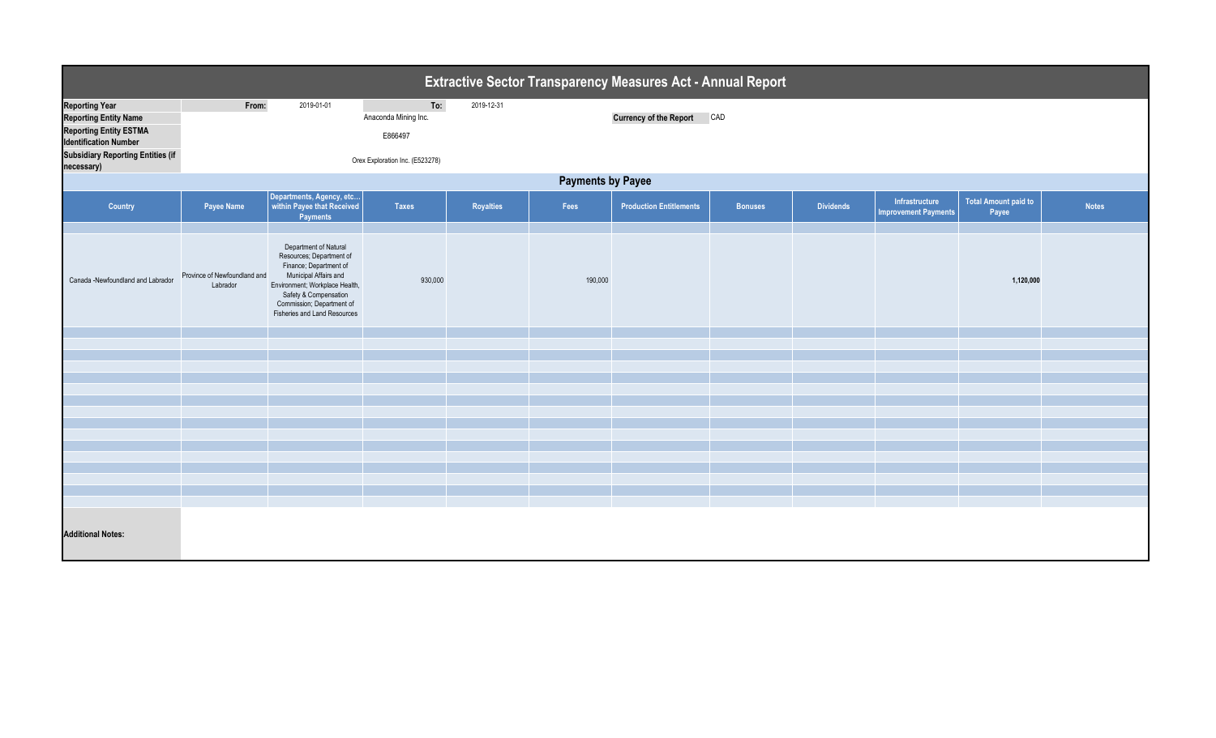# Extractive Sector Transparency Measures Act - Annual Report

| | | | | |
|---|---|---|---|---|
| **Reporting Year** | From: | 2019-01-01 | To: | 2019-12-31 |
| **Reporting Entity Name** | | Anaconda Mining Inc. | | |
| **Reporting Entity ESTMA Identification Number** | | E866497 | | |
| **Subsidiary Reporting Entities (if necessary)** | | Orex Exploration Inc. (E523278) | | |

**Currency of the Report** CAD

## Payments by Payee

| Country | Payee Name | Departments, Agency, etc... within Payee that Received Payments | Taxes | Royalties | Fees | Production Entitlements | Bonuses | Dividends | Infrastructure Improvement Payments | Total Amount paid to Payee | Notes |
|---|---|---|---|---|---|---|---|---|---|---|---|
| Canada -Newfoundland and Labrador | Province of Newfoundland and Labrador | Department of Natural Resources; Department of Finance; Department of Municipal Affairs and Environment; Workplace Health, Safety & Compensation Commission; Department of Fisheries and Land Resources | 930,000 | | 190,000 | | | | | **1,120,000** | |

**Additional Notes:**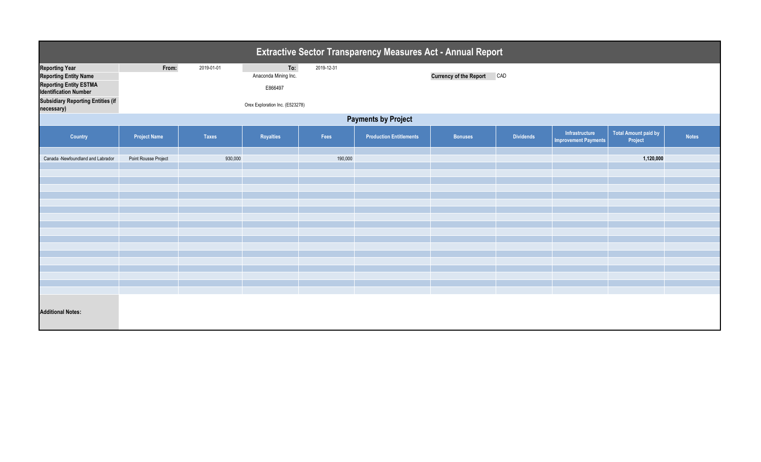# Extractive Sector Transparency Measures Act - Annual Report

| | | | | | |
|---|---|---|---|---|---|
| **Reporting Year** | **From:** | 2019-01-01 | **To:** | 2019-12-31 | |
| **Reporting Entity Name** | | Anaconda Mining Inc. | | **Currency of the Report** | CAD |
| **Reporting Entity ESTMA Identification Number** | | E866497 | | | |
| **Subsidiary Reporting Entities (if necessary)** | | Orex Exploration Inc. (E523278) | | | |

## Payments by Project

| Country | Project Name | Taxes | Royalties | Fees | Production Entitlements | Bonuses | Dividends | Infrastructure Improvement Payments | Total Amount paid by Project | Notes |
|---|---|---|---|---|---|---|---|---|---|---|
| Canada -Newfoundland and Labrador | Point Rousse Project | 930,000 | | 190,000 | | | | | **1,120,000** | |

**Additional Notes:**